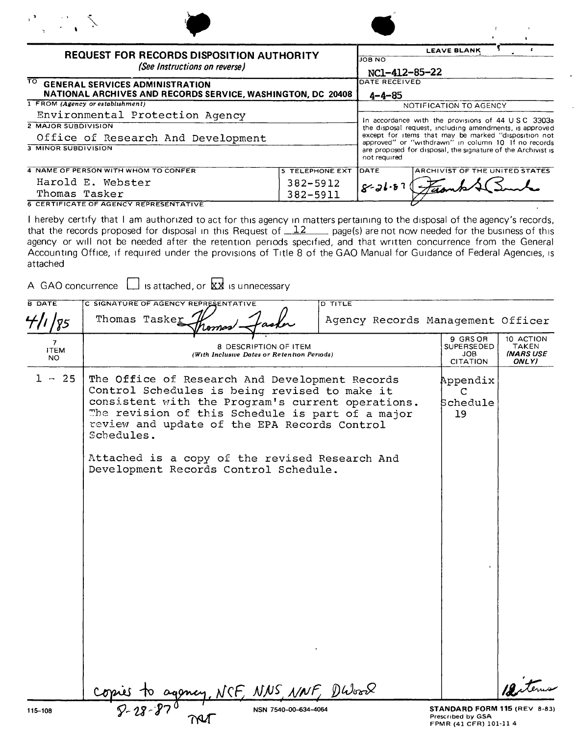# REQUEST FOR RECORDS DISPOSITION AUTHORITY

*(See Instructions on reverse)*

| | LEAVE BLANK |
|---|---|
| **TO** GENERAL SERVICES ADMINISTRATION NATIONAL ARCHIVES AND RECORDS SERVICE, WASHINGTON, DC 20408 | JOB NO NC1-412-85-22 |
| | DATE RECEIVED 4-4-85 |
| 1 FROM (Agency or establishment) Environmental Protection Agency | NOTIFICATION TO AGENCY |
| 2 MAJOR SUBDIVISION Office of Research And Development | In accordance with the provisions of 44 USC 3303a the disposal request, including amendments, is approved except for items that may be marked "disposition not approved" or "withdrawn" in column 10 If no records are proposed for disposal, the signature of the Archivist is not required |
| 3 MINOR SUBDIVISION | |

| 4 NAME OF PERSON WITH WHOM TO CONFER | 5 TELEPHONE EXT | DATE | ARCHIVIST OF THE UNITED STATES |
|---|---|---|---|
| Harold E. Webster | 382-5912 | 8-26-87 | Frank G. Burke |
| Thomas Tasker | 382-5911 | | |

**6 CERTIFICATE OF AGENCY REPRESENTATIVE**

I hereby certify that I am authorized to act for this agency in matters pertaining to the disposal of the agency's records, that the records proposed for disposal in this Request of 12 page(s) are not now needed for the business of this agency or will not be needed after the retention periods specified, and that written concurrence from the General Accounting Office, if required under the provisions of Title 8 of the GAO Manual for Guidance of Federal Agencies, is attached

A GAO concurrence ☐ is attached, or ☒ is unnecessary

| B DATE | C SIGNATURE OF AGENCY REPRESENTATIVE | D TITLE |
|---|---|---|
| 4/1/85 | Thomas Tasker *Thomas Tasker* | Agency Records Management Officer |

| 7 ITEM NO | 8 DESCRIPTION OF ITEM (With Inclusive Dates or Retention Periods) | 9 GRS OR SUPERSEDED JOB CITATION | 10 ACTION TAKEN (NARS USE ONLY) |
|---|---|---|---|
| 1 - 25 | The Office of Research And Development Records Control Schedules is being revised to make it consistent with the Program's current operations. The revision of this Schedule is part of a major review and update of the EPA Records Control Schedules.<br><br>Attached is a copy of the revised Research And Development Records Control Schedule. | Appendix C Schedule 19 | |

copies to agency, NCF, NNS, NNF, DWood 8-28-87 TRT

12 items

115-108 NSN 7540-00-634-4064

**STANDARD FORM 115** (REV 8-83) Prescribed by GSA FPMR (41 CFR) 101-11 4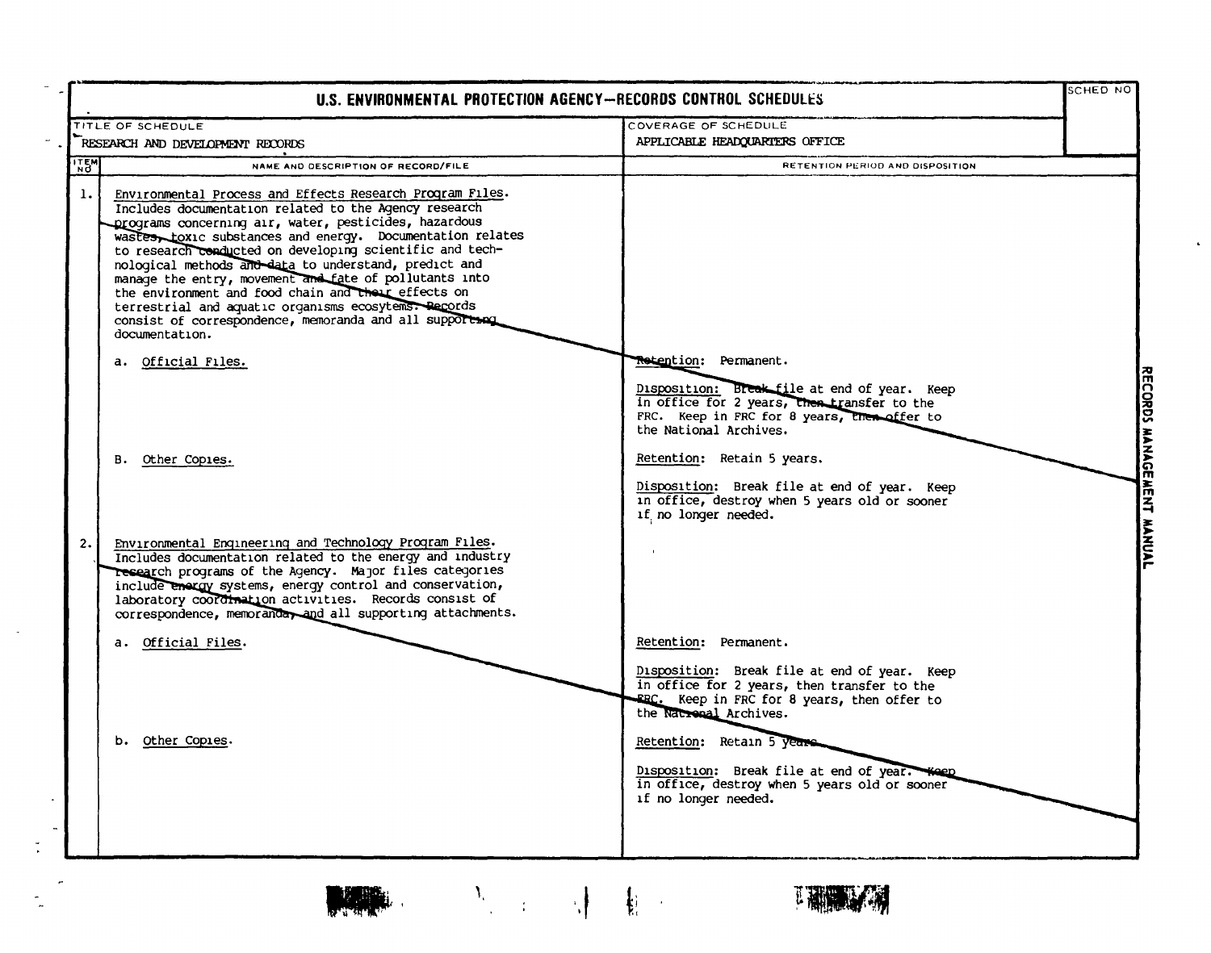# U.S. ENVIRONMENTAL PROTECTION AGENCY—RECORDS CONTROL SCHEDULES

| TITLE OF SCHEDULE | COVERAGE OF SCHEDULE | SCHED NO |
|---|---|---|
| RESEARCH AND DEVELOPMENT RECORDS | APPLICABLE HEADQUARTERS OFFICE | |

| ITEM NO | NAME AND DESCRIPTION OF RECORD/FILE | RETENTION PERIOD AND DISPOSITION |
|---|---|---|
| 1. | Environmental Process and Effects Research Program Files. Includes documentation related to the Agency research programs concerning air, water, pesticides, hazardous wastes, toxic substances and energy. Documentation relates to research conducted on developing scientific and technological methods and data to understand, predict and manage the entry, movement and fate of pollutants into the environment and food chain and their effects on terrestrial and aquatic organisms ecosytems. Records consist of correspondence, memoranda and all supporting documentation. | |
| | a. Official Files. | Retention: Permanent.<br><br>Disposition: Break file at end of year. Keep in office for 2 years, then transfer to the FRC. Keep in FRC for 8 years, then offer to the National Archives. |
| | B. Other Copies. | Retention: Retain 5 years.<br><br>Disposition: Break file at end of year. Keep in office, destroy when 5 years old or sooner if no longer needed. |
| 2. | Environmental Engineering and Technology Program Files. Includes documentation related to the energy and industry research programs of the Agency. Major files categories include energy systems, energy control and conservation, laboratory coordination activities. Records consist of correspondence, memoranda, and all supporting attachments. | |
| | a. Official Files. | Retention: Permanent.<br><br>Disposition: Break file at end of year. Keep in office for 2 years, then transfer to the FRC. Keep in FRC for 8 years, then offer to the National Archives. |
| | b. Other Copies. | Retention: Retain 5 years.<br><br>Disposition: Break file at end of year. Keep in office, destroy when 5 years old or sooner if no longer needed. |

RECORDS MANAGEMENT MANUAL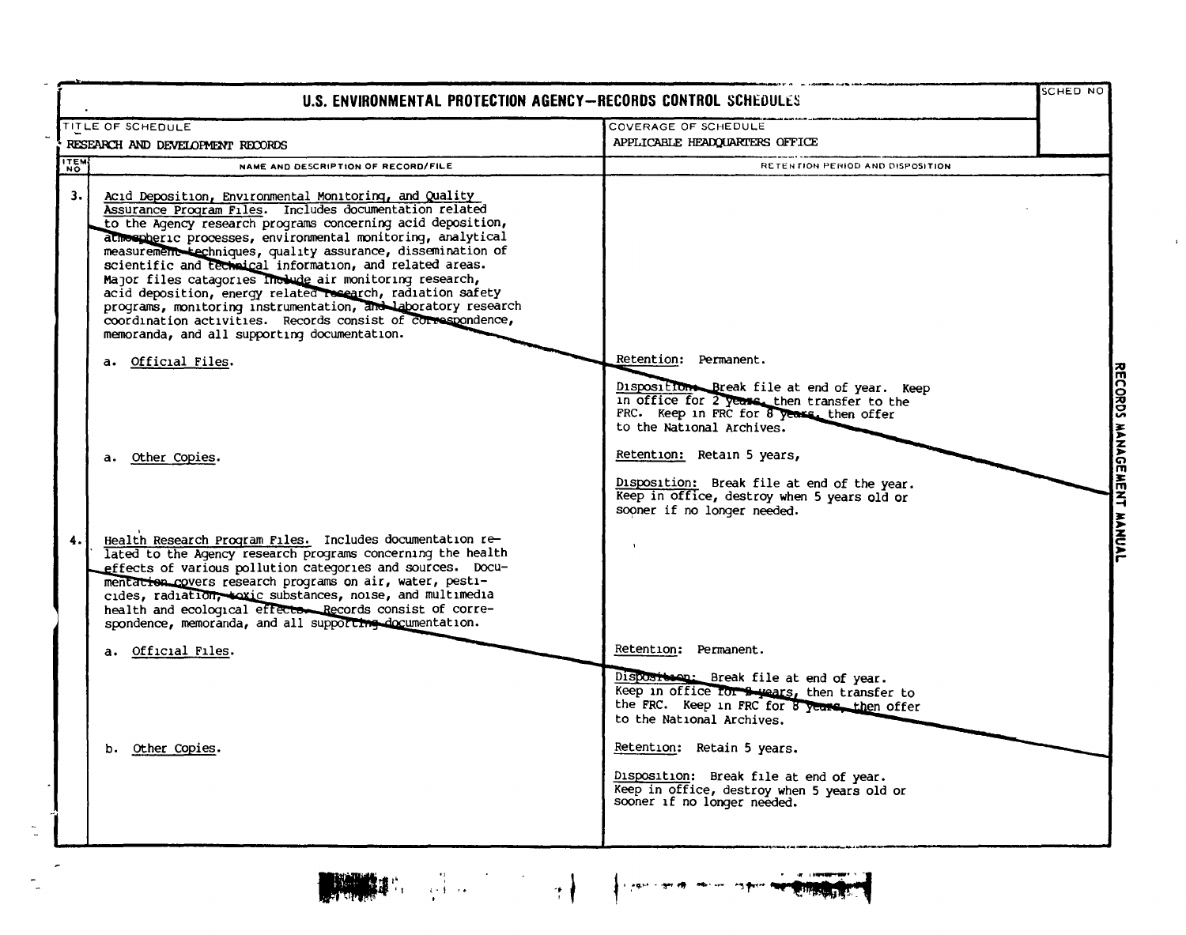# U.S. ENVIRONMENTAL PROTECTION AGENCY—RECORDS CONTROL SCHEDULES

| TITLE OF SCHEDULE | COVERAGE OF SCHEDULE | SCHED NO |
|---|---|---|
| RESEARCH AND DEVELOPMENT RECORDS | APPLICABLE HEADQUARTERS OFFICE | |

| ITEM NO | NAME AND DESCRIPTION OF RECORD/FILE | RETENTION PERIOD AND DISPOSITION |
|---|---|---|
| 3. | Acid Deposition, Environmental Monitoring, and Quality Assurance Program Files. Includes documentation related to the Agency research programs concerning acid deposition, atmospheric processes, environmental monitoring, analytical measurement techniques, quality assurance, dissemination of scientific and technical information, and related areas. Major files catagories include air monitoring research, acid deposition, energy related research, radiation safety programs, monitoring instrumentation, and laboratory research coordination activities. Records consist of correspondence, memoranda, and all supporting documentation. | |
| | a. Official Files. | Retention: Permanent.<br><br>Disposition: Break file at end of year. Keep in office for 2 years, then transfer to the FRC. Keep in FRC for 8 years, then offer to the National Archives. |
| | a. Other Copies. | Retention: Retain 5 years,<br><br>Disposition: Break file at end of the year. Keep in office, destroy when 5 years old or sooner if no longer needed. |
| 4. | Health Research Program Files. Includes documentation related to the Agency research programs concerning the health effects of various pollution categories and sources. Documentation covers research programs on air, water, pesticides, radiation, toxic substances, noise, and multimedia health and ecological effects. Records consist of correspondence, memoranda, and all supporting documentation. | |
| | a. Official Files. | Retention: Permanent.<br><br>Disposition: Break file at end of year. Keep in office for 2 years, then transfer to the FRC. Keep in FRC for 8 years, then offer to the National Archives. |
| | b. Other Copies. | Retention: Retain 5 years.<br><br>Disposition: Break file at end of year. Keep in office, destroy when 5 years old or sooner if no longer needed. |

RECORDS MANAGEMENT MANUAL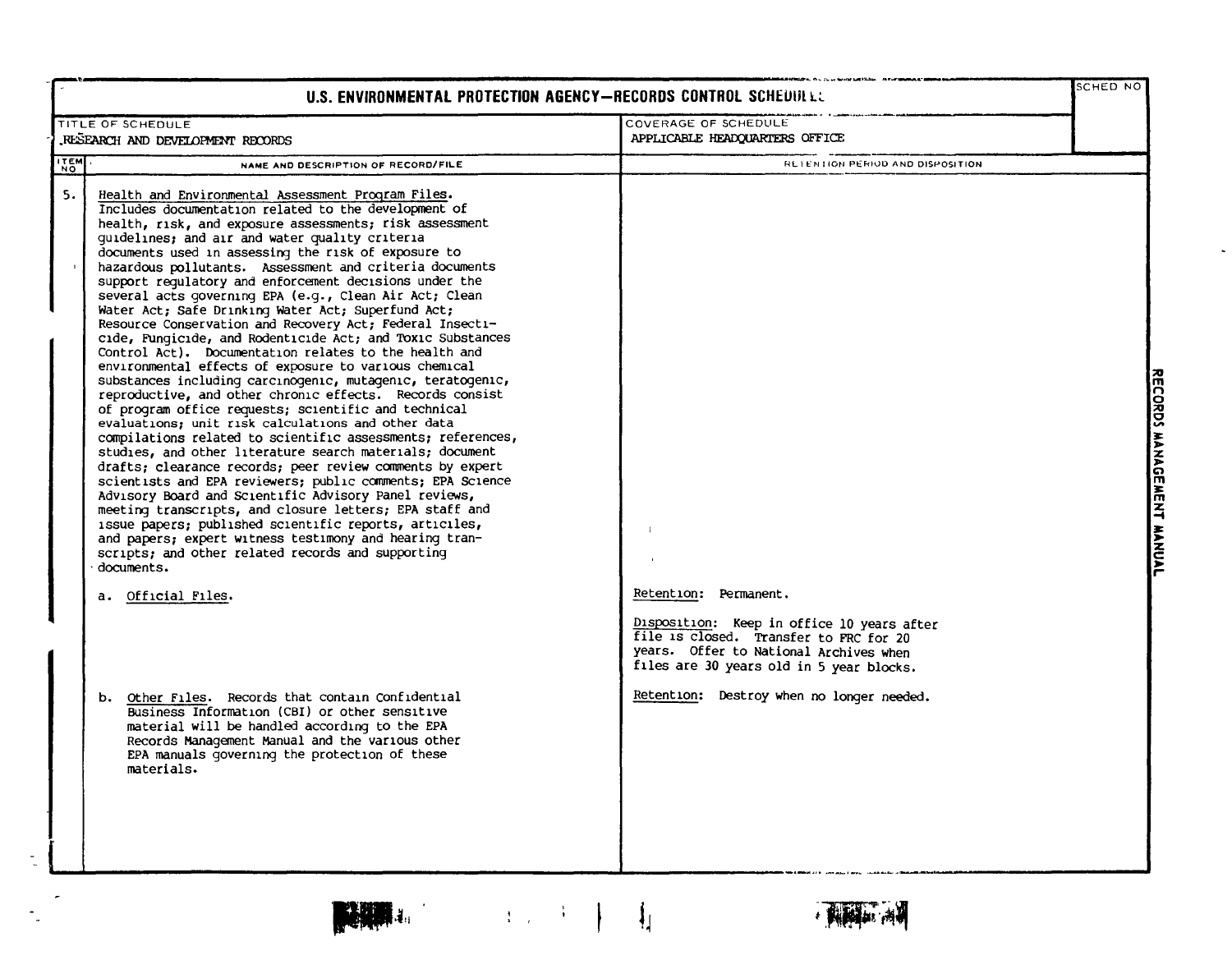# U.S. ENVIRONMENTAL PROTECTION AGENCY—RECORDS CONTROL SCHEDULE

| TITLE OF SCHEDULE | COVERAGE OF SCHEDULE | SCHED NO |
|---|---|---|
| RESEARCH AND DEVELOPMENT RECORDS | APPLICABLE HEADQUARTERS OFFICE | |

| ITEM NO | NAME AND DESCRIPTION OF RECORD/FILE | RETENTION PERIOD AND DISPOSITION |
|---|---|---|
| 5. | Health and Environmental Assessment Program Files. Includes documentation related to the development of health, risk, and exposure assessments; risk assessment guidelines; and air and water quality criteria documents used in assessing the risk of exposure to hazardous pollutants. Assessment and criteria documents support regulatory and enforcement decisions under the several acts governing EPA (e.g., Clean Air Act; Clean Water Act; Safe Drinking Water Act; Superfund Act; Resource Conservation and Recovery Act; Federal Insecticide, Fungicide, and Rodenticide Act; and Toxic Substances Control Act). Documentation relates to the health and environmental effects of exposure to various chemical substances including carcinogenic, mutagenic, teratogenic, reproductive, and other chronic effects. Records consist of program office requests; scientific and technical evaluations; unit risk calculations and other data compilations related to scientific assessments; references, studies, and other literature search materials; document drafts; clearance records; peer review comments by expert scientists and EPA reviewers; public comments; EPA Science Advisory Board and Scientific Advisory Panel reviews, meeting transcripts, and closure letters; EPA staff and issue papers; published scientific reports, articiles, and papers; expert witness testimony and hearing transcripts; and other related records and supporting documents. | |
| | a. Official Files. | Retention: Permanent.<br><br>Disposition: Keep in office 10 years after file is closed. Transfer to FRC for 20 years. Offer to National Archives when files are 30 years old in 5 year blocks. |
| | b. Other Files. Records that contain Confidential Business Information (CBI) or other sensitive material will be handled according to the EPA Records Management Manual and the various other EPA manuals governing the protection of these materials. | Retention: Destroy when no longer needed. |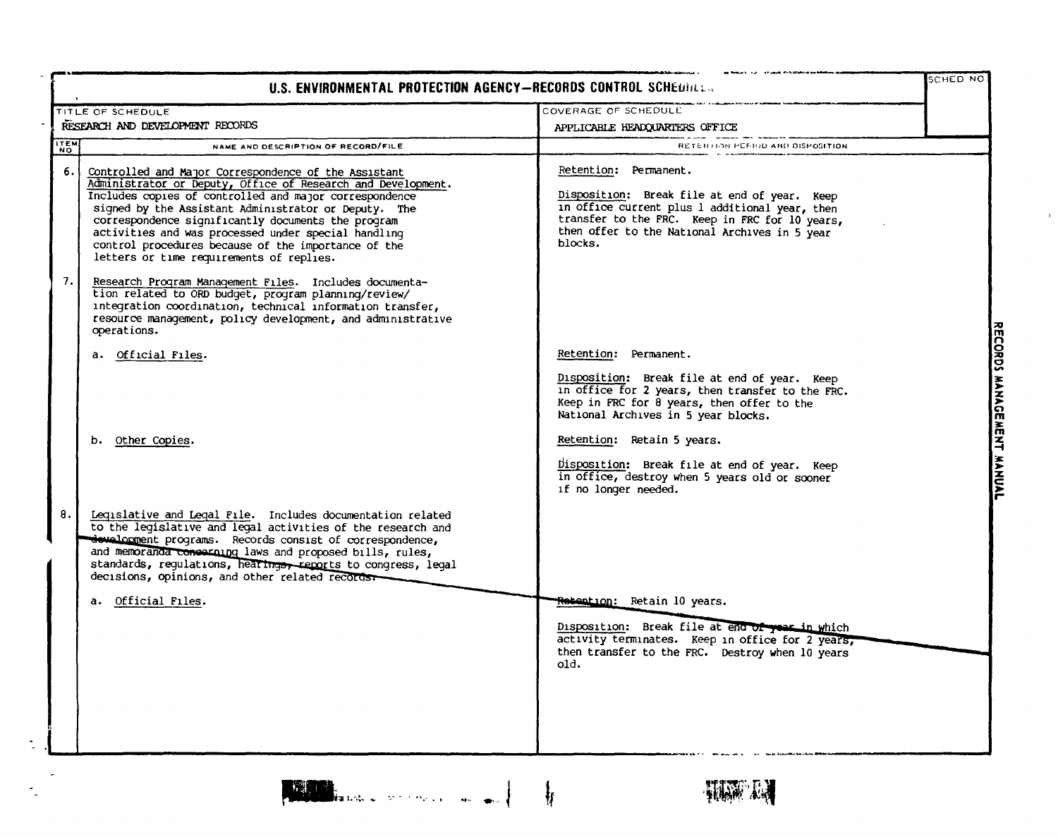# U.S. ENVIRONMENTAL PROTECTION AGENCY—RECORDS CONTROL SCHEDULE

| TITLE OF SCHEDULE | COVERAGE OF SCHEDULE | SCHED NO |
|---|---|---|
| RESEARCH AND DEVELOPMENT RECORDS | APPLICABLE HEADQUARTERS OFFICE | |

| ITEM NO | NAME AND DESCRIPTION OF RECORD/FILE | RETENTION PERIOD AND DISPOSITION |
|---|---|---|
| 6. | Controlled and Major Correspondence of the Assistant Administrator or Deputy, Office of Research and Development. Includes copies of controlled and major correspondence signed by the Assistant Administrator or Deputy. The correspondence significantly documents the program activities and was processed under special handling control procedures because of the importance of the letters or time requirements of replies. | Retention: Permanent.<br><br>Disposition: Break file at end of year. Keep in office current plus 1 additional year, then transfer to the FRC. Keep in FRC for 10 years, then offer to the National Archives in 5 year blocks. |
| 7. | Research Program Management Files. Includes documentation related to ORD budget, program planning/review/integration coordination, technical information transfer, resource management, policy development, and administrative operations. | |
| | a. Official Files. | Retention: Permanent.<br><br>Disposition: Break file at end of year. Keep in office for 2 years, then transfer to the FRC. Keep in FRC for 8 years, then offer to the National Archives in 5 year blocks. |
| | b. Other Copies. | Retention: Retain 5 years.<br><br>Disposition: Break file at end of year. Keep in office, destroy when 5 years old or sooner if no longer needed. |
| 8. | Legislative and Legal File. Includes documentation related to the legislative and legal activities of the research and development programs. Records consist of correspondence, and memoranda concerning laws and proposed bills, rules, standards, regulations, hearings, reports to congress, legal decisions, opinions, and other related records. | |
| | a. Official Files. | Retention: Retain 10 years.<br><br>Disposition: Break file at end of year in which activity terminates. Keep in office for 2 years, then transfer to the FRC. Destroy when 10 years old. |

RECORDS MANAGEMENT MANUAL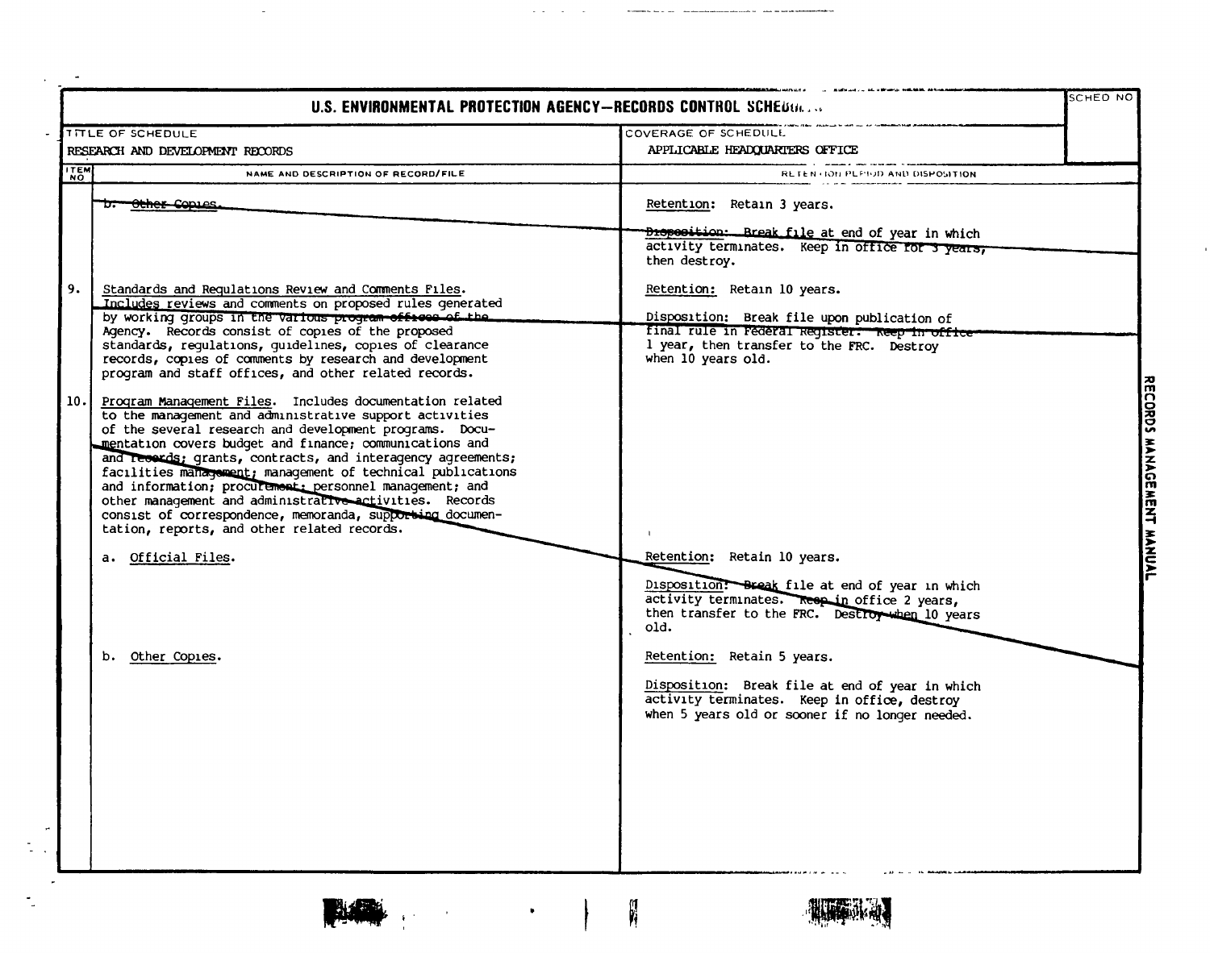# U.S. ENVIRONMENTAL PROTECTION AGENCY—RECORDS CONTROL SCHEDULE

| TITLE OF SCHEDULE | COVERAGE OF SCHEDULE | SCHED NO |
|---|---|---|
| RESEARCH AND DEVELOPMENT RECORDS | APPLICABLE HEADQUARTERS OFFICE | |

| ITEM NO | NAME AND DESCRIPTION OF RECORD/FILE | RETENTION PERIOD AND DISPOSITION |
|---|---|---|
| | b. Other Copies. | Retention: Retain 3 years.<br><br>Disposition: Break file at end of year in which activity terminates. Keep in office for 3 years, then destroy. |
| 9. | Standards and Regulations Review and Comments Files. Includes reviews and comments on proposed rules generated by working groups in the various program offices of the Agency. Records consist of copies of the proposed standards, regulations, guidelines, copies of clearance records, copies of comments by research and development program and staff offices, and other related records. | Retention: Retain 10 years.<br><br>Disposition: Break file upon publication of final rule in Federal Register. Keep in office 1 year, then transfer to the FRC. Destroy when 10 years old. |
| 10. | Program Management Files. Includes documentation related to the management and administrative support activities of the several research and development programs. Documentation covers budget and finance; communications and and records; grants, contracts, and interagency agreements; facilities management; management of technical publications and information; procurement; personnel management; and other management and administrative activities. Records consist of correspondence, memoranda, supporting documentation, reports, and other related records. | |
| | a. Official Files. | Retention: Retain 10 years.<br><br>Disposition: Break file at end of year in which activity terminates. Keep in office 2 years, then transfer to the FRC. Destroy when 10 years old. |
| | b. Other Copies. | Retention: Retain 5 years.<br><br>Disposition: Break file at end of year in which activity terminates. Keep in office, destroy when 5 years old or sooner if no longer needed. |

RECORDS MANAGEMENT MANUAL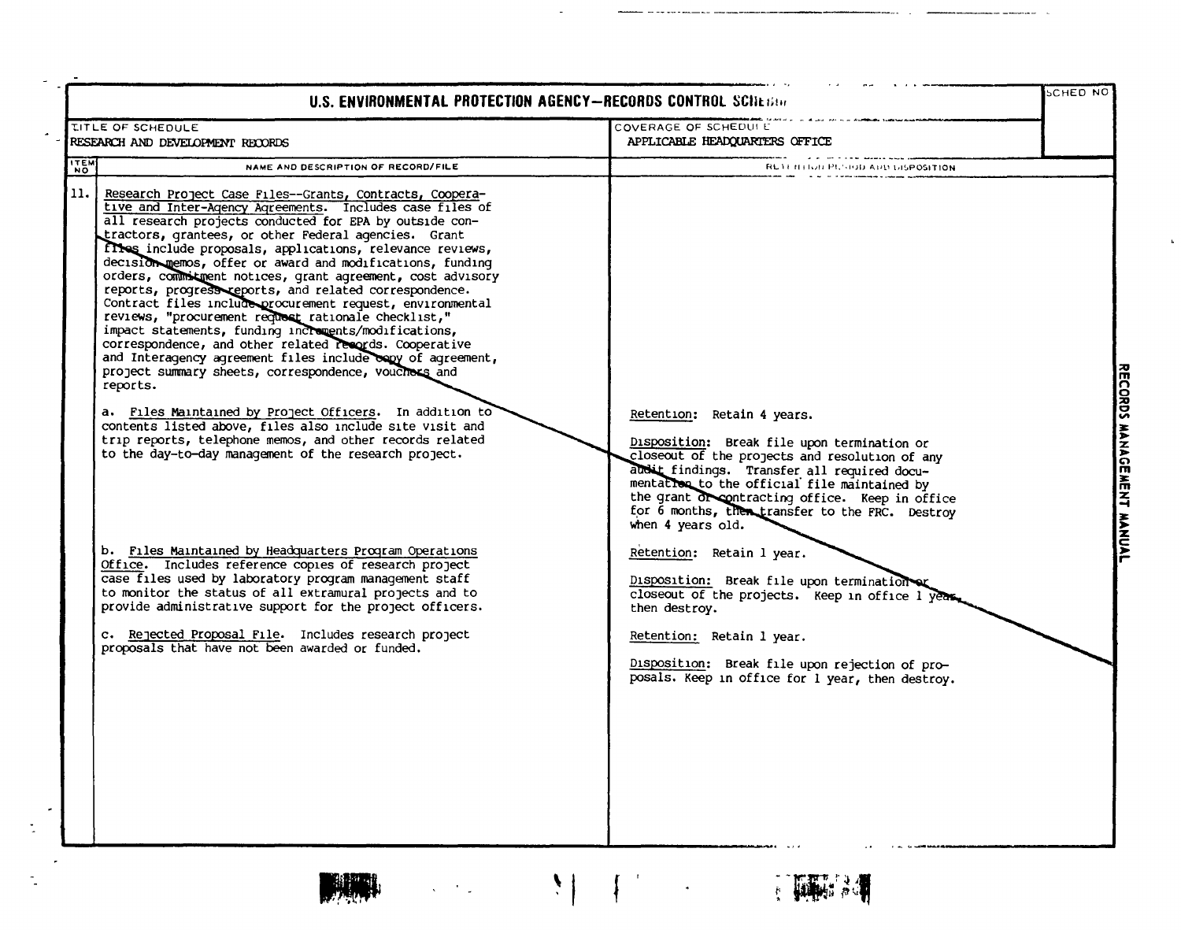# U.S. ENVIRONMENTAL PROTECTION AGENCY—RECORDS CONTROL SCHEDULE

| TITLE OF SCHEDULE | COVERAGE OF SCHEDULE | SCHED NO |
|---|---|---|
| RESEARCH AND DEVELOPMENT RECORDS | APPLICABLE HEADQUARTERS OFFICE | |

| ITEM NO | NAME AND DESCRIPTION OF RECORD/FILE | RETENTION PERIOD AND DISPOSITION |
|---|---|---|
| 11. | Research Project Case Files--Grants, Contracts, Cooperative and Inter-Agency Agreements. Includes case files of all research projects conducted for EPA by outside contractors, grantees, or other Federal agencies. Grant files include proposals, applications, relevance reviews, decision memos, offer or award and modifications, funding orders, commitment notices, grant agreement, cost advisory reports, progress reports, and related correspondence. Contract files include procurement request, environmental reviews, "procurement request rationale checklist," impact statements, funding increments/modifications, correspondence, and other related records. Cooperative and Interagency agreement files include copy of agreement, project summary sheets, correspondence, vouchers and reports. | |
| | a. Files Maintained by Project Officers. In addition to contents listed above, files also include site visit and trip reports, telephone memos, and other records related to the day-to-day management of the research project. | Retention: Retain 4 years.<br><br>Disposition: Break file upon termination or closeout of the projects and resolution of any audit findings. Transfer all required documentation to the official file maintained by the grant or contracting office. Keep in office for 6 months, then transfer to the FRC. Destroy when 4 years old. |
| | b. Files Maintained by Headquarters Program Operations Office. Includes reference copies of research project case files used by laboratory program management staff to monitor the status of all extramural projects and to provide administrative support for the project officers. | Retention: Retain 1 year.<br><br>Disposition: Break file upon termination or closeout of the projects. Keep in office 1 year, then destroy. |
| | c. Rejected Proposal File. Includes research project proposals that have not been awarded or funded. | Retention: Retain 1 year.<br><br>Disposition: Break file upon rejection of proposals. Keep in office for 1 year, then destroy. |

RECORDS MANAGEMENT MANUAL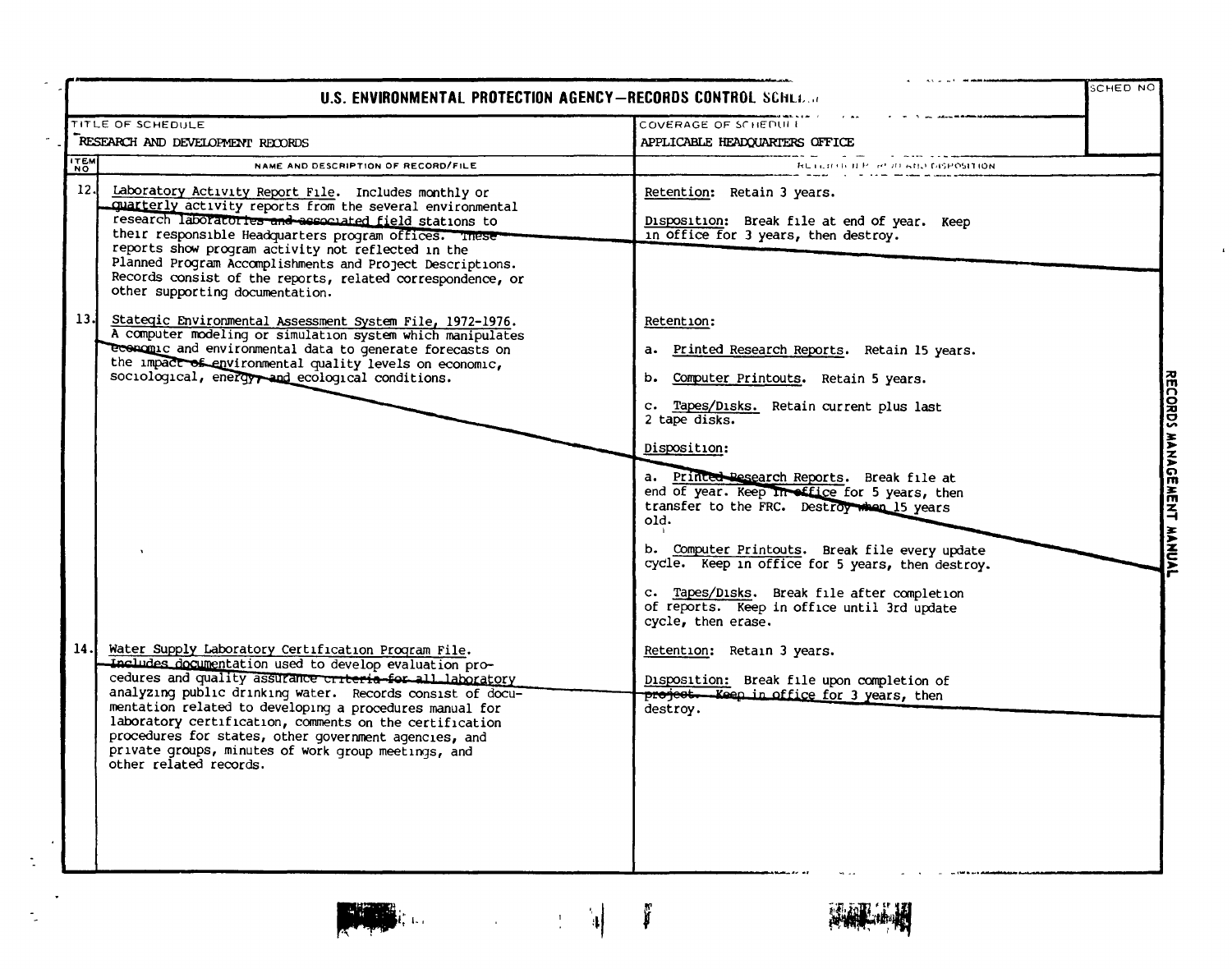# U.S. ENVIRONMENTAL PROTECTION AGENCY—RECORDS CONTROL SCHEDULE

| TITLE OF SCHEDULE | COVERAGE OF SCHEDULE | SCHED NO |
|---|---|---|
| RESEARCH AND DEVELOPMENT RECORDS | APPLICABLE HEADQUARTERS OFFICE | |

| ITEM NO | NAME AND DESCRIPTION OF RECORD/FILE | RETENTION PERIOD AND DISPOSITION |
|---|---|---|
| 12. | Laboratory Activity Report File. Includes monthly or quarterly activity reports from the several environmental research laboratories and associated field stations to their responsible Headquarters program offices. These reports show program activity not reflected in the Planned Program Accomplishments and Project Descriptions. Records consist of the reports, related correspondence, or other supporting documentation. | Retention: Retain 3 years.<br><br>Disposition: Break file at end of year. Keep in office for 3 years, then destroy. |
| 13. | Stategic Environmental Assessment System File, 1972-1976. A computer modeling or simulation system which manipulates economic and environmental data to generate forecasts on the impact of environmental quality levels on economic, sociological, energy, and ecological conditions. | Retention:<br><br>a. Printed Research Reports. Retain 15 years.<br><br>b. Computer Printouts. Retain 5 years.<br><br>c. Tapes/Disks. Retain current plus last 2 tape disks.<br><br>Disposition:<br><br>a. Printed Research Reports. Break file at end of year. Keep in office for 5 years, then transfer to the FRC. Destroy when 15 years old.<br><br>b. Computer Printouts. Break file every update cycle. Keep in office for 5 years, then destroy.<br><br>c. Tapes/Disks. Break file after completion of reports. Keep in office until 3rd update cycle, then erase. |
| 14. | Water Supply Laboratory Certification Program File. Includes documentation used to develop evaluation procedures and quality assurance criteria for all laboratory analyzing public drinking water. Records consist of documentation related to developing a procedures manual for laboratory certification, comments on the certification procedures for states, other government agencies, and private groups, minutes of work group meetings, and other related records. | Retention: Retain 3 years.<br><br>Disposition: Break file upon completion of project. Keep in office for 3 years, then destroy. |

RECORDS MANAGEMENT MANUAL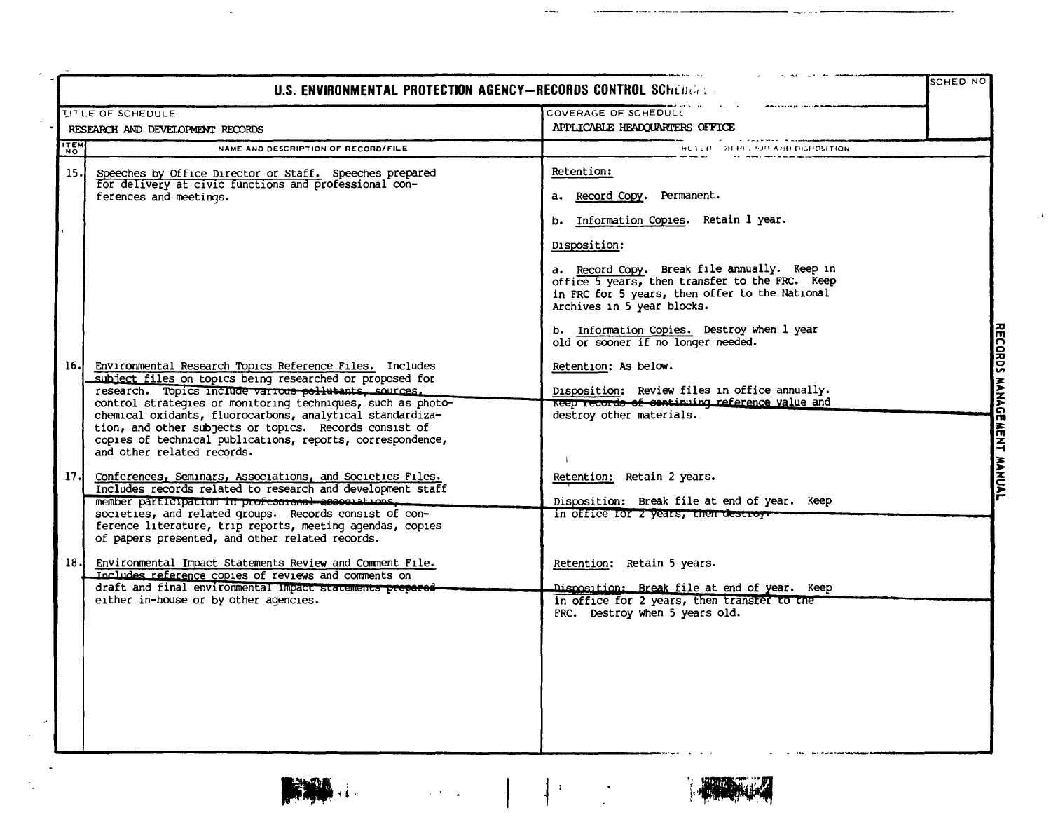# U.S. ENVIRONMENTAL PROTECTION AGENCY—RECORDS CONTROL SCHEDULE

| TITLE OF SCHEDULE | COVERAGE OF SCHEDULE | SCHED NO |
|---|---|---|
| RESEARCH AND DEVELOPMENT RECORDS | APPLICABLE HEADQUARTERS OFFICE | |

| ITEM NO | NAME AND DESCRIPTION OF RECORD/FILE | RETENTION PERIOD AND DISPOSITION |
|---|---|---|
| 15. | Speeches by Office Director or Staff. Speeches prepared for delivery at civic functions and professional conferences and meetings. | Retention:<br><br>a. Record Copy. Permanent.<br><br>b. Information Copies. Retain 1 year.<br><br>Disposition:<br><br>a. Record Copy. Break file annually. Keep in office 5 years, then transfer to the FRC. Keep in FRC for 5 years, then offer to the National Archives in 5 year blocks.<br><br>b. Information Copies. Destroy when 1 year old or sooner if no longer needed. |
| 16. | Environmental Research Topics Reference Files. Includes subject files on topics being researched or proposed for research. Topics include various pollutants, sources, control strategies or monitoring techniques, such as photochemical oxidants, fluorocarbons, analytical standardization, and other subjects or topics. Records consist of copies of technical publications, reports, correspondence, and other related records. | Retention: As below.<br><br>Disposition: Review files in office annually. Keep records of continuing reference value and destroy other materials. |
| 17. | Conferences, Seminars, Associations, and Societies Files. Includes records related to research and development staff member participation in professional associations, societies, and related groups. Records consist of conference literature, trip reports, meeting agendas, copies of papers presented, and other related records. | Retention: Retain 2 years.<br><br>Disposition: Break file at end of year. Keep in office for 2 years, then destroy. |
| 18. | Environmental Impact Statements Review and Comment File. Includes reference copies of reviews and comments on draft and final environmental impact statements prepared either in-house or by other agencies. | Retention: Retain 5 years.<br><br>Disposition: Break file at end of year. Keep in office for 2 years, then transfer to the FRC. Destroy when 5 years old. |

RECORDS MANAGEMENT MANUAL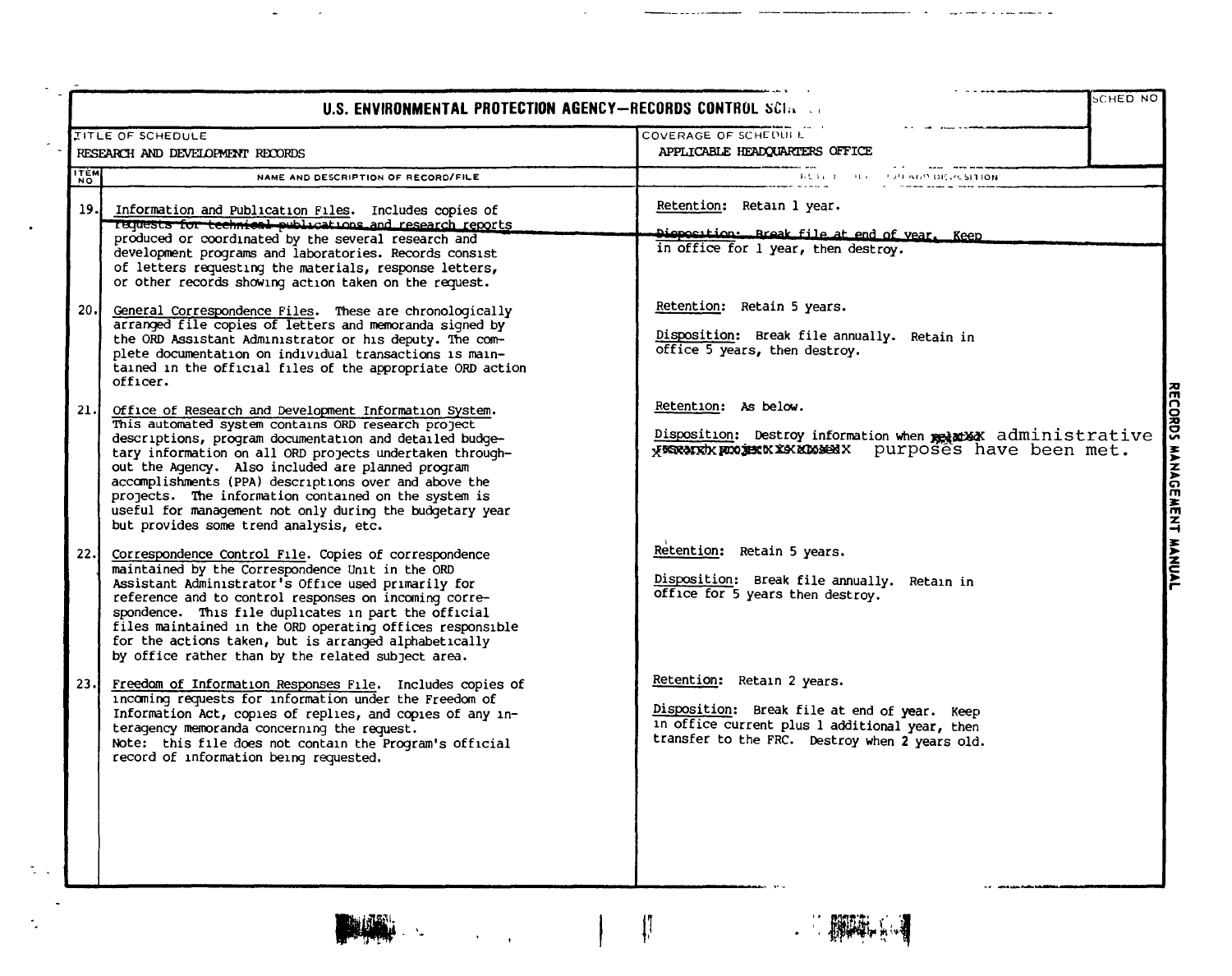# U.S. ENVIRONMENTAL PROTECTION AGENCY—RECORDS CONTROL SCHEDULE

| TITLE OF SCHEDULE | COVERAGE OF SCHEDULE | SCHED NO |
|---|---|---|
| RESEARCH AND DEVELOPMENT RECORDS | APPLICABLE HEADQUARTERS OFFICE | |

| ITEM NO | NAME AND DESCRIPTION OF RECORD/FILE | RETENTION PERIOD AND DISPOSITION |
|---|---|---|
| 19. | Information and Publication Files. Includes copies of requests for technical publications and research reports produced or coordinated by the several research and development programs and laboratories. Records consist of letters requesting the materials, response letters, or other records showing action taken on the request. | Retention: Retain 1 year. Disposition: Break file at end of year. Keep in office for 1 year, then destroy. |
| 20. | General Correspondence Files. These are chronologically arranged file copies of letters and memoranda signed by the ORD Assistant Administrator or his deputy. The complete documentation on individual transactions is maintained in the official files of the appropriate ORD action officer. | Retention: Retain 5 years. Disposition: Break file annually. Retain in office 5 years, then destroy. |
| 21. | Office of Research and Development Information System. This automated system contains ORD research project descriptions, program documentation and detailed budgetary information on all ORD projects undertaken throughout the Agency. Also included are planned program accomplishments (PPA) descriptions over and above the projects. The information contained on the system is useful for management not only during the budgetary year but provides some trend analysis, etc. | Retention: As below. Disposition: Destroy information when administrative purposes have been met. |
| 22. | Correspondence Control File. Copies of correspondence maintained by the Correspondence Unit in the ORD Assistant Administrator's Office used primarily for reference and to control responses on incoming correspondence. This file duplicates in part the official files maintained in the ORD operating offices responsible for the actions taken, but is arranged alphabetically by office rather than by the related subject area. | Retention: Retain 5 years. Disposition: Break file annually. Retain in office for 5 years then destroy. |
| 23. | Freedom of Information Responses File. Includes copies of incoming requests for information under the Freedom of Information Act, copies of replies, and copies of any interagency memoranda concerning the request. Note: this file does not contain the Program's official record of information being requested. | Retention: Retain 2 years. Disposition: Break file at end of year. Keep in office current plus 1 additional year, then transfer to the FRC. Destroy when 2 years old. |

RECORDS MANAGEMENT MANUAL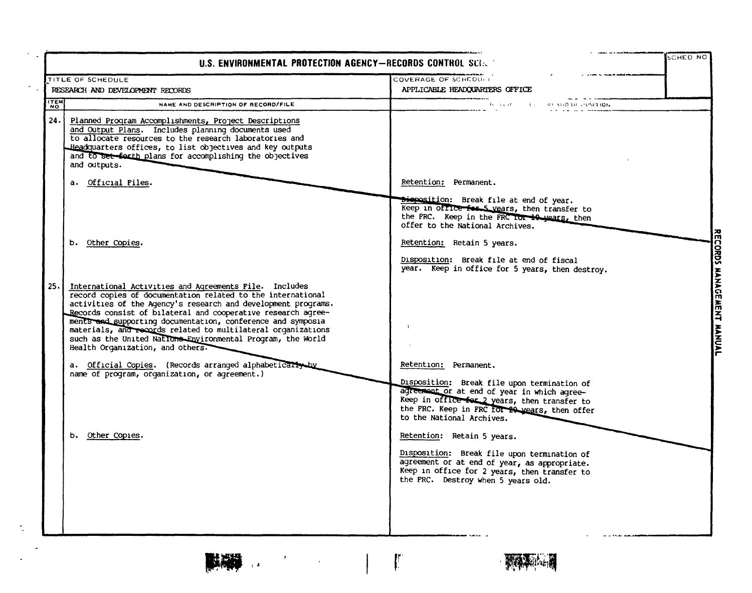# U.S. ENVIRONMENTAL PROTECTION AGENCY—RECORDS CONTROL SCHEDULE

| TITLE OF SCHEDULE | COVERAGE OF SCHEDULE | SCHED NO |
|---|---|---|
| RESEARCH AND DEVELOPMENT RECORDS | APPLICABLE HEADQUARTERS OFFICE | |

| ITEM NO | NAME AND DESCRIPTION OF RECORD/FILE | RETENTION PERIOD AND DISPOSITION |
|---|---|---|
| 24. | Planned Program Accomplishments, Project Descriptions and Output Plans. Includes planning documents used to allocate resources to the research laboratories and Headquarters offices, to list objectives and key outputs and to set forth plans for accomplishing the objectives and outputs. | |
| | a. Official Files. | Retention: Permanent.<br><br>Disposition: Break file at end of year. Keep in office for 5 years, then transfer to the FRC. Keep in the FRC for 10 years, then offer to the National Archives. |
| | b. Other Copies. | Retention: Retain 5 years.<br><br>Disposition: Break file at end of fiscal year. Keep in office for 5 years, then destroy. |
| 25. | International Activities and Agreements File. Includes record copies of documentation related to the international activities of the Agency's research and development programs. Records consist of bilateral and cooperative research agreements and supporting documentation, conference and symposia materials, and records related to multilateral organizations such as the United Nations Environmental Program, the World Health Organization, and others. | |
| | a. Official Copies. (Records arranged alphabetically by name of program, organization, or agreement.) | Retention: Permanent.<br><br>Disposition: Break file upon termination of agreement or at end of year in which agree- Keep in office for 2 years, then transfer to the FRC. Keep in FRC for 20 years, then offer to the National Archives. |
| | b. Other Copies. | Retention: Retain 5 years.<br><br>Disposition: Break file upon termination of agreement or at end of year, as appropriate. Keep in office for 2 years, then transfer to the FRC. Destroy when 5 years old. |

RECORDS MANAGEMENT MANUAL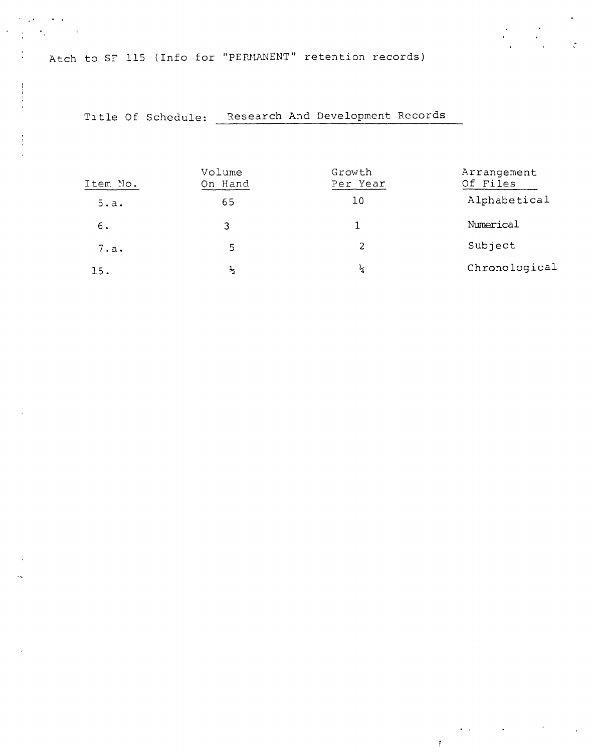Atch to SF 115 (Info for "PERMANENT" retention records)

Title Of Schedule: Research And Development Records

| Item No. | Volume On Hand | Growth Per Year | Arrangement Of Files |
| --- | --- | --- | --- |
| 5.a. | 65 | 10 | Alphabetical |
| 6. | 3 | 1 | Numerical |
| 7.a. | 5 | 2 | Subject |
| 15. | ½ | ¼ | Chronological |